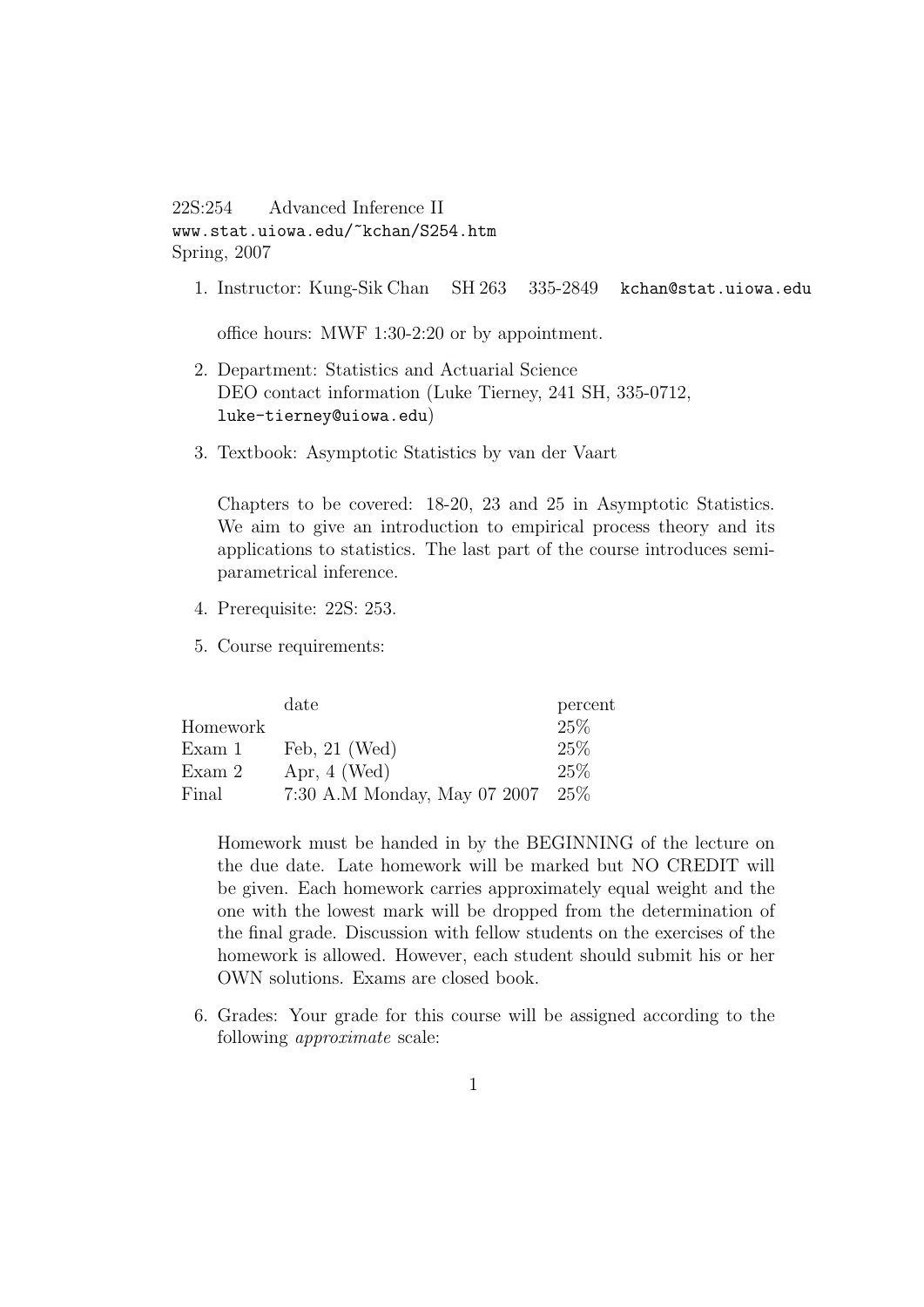22S:254 Advanced Inference II
www.stat.uiowa.edu/~kchan/S254.htm
Spring, 2007

1. Instructor: Kung-Sik Chan SH 263 335-2849 kchan@stat.uiowa.edu

   office hours: MWF 1:30-2:20 or by appointment.

2. Department: Statistics and Actuarial Science
   DEO contact information (Luke Tierney, 241 SH, 335-0712, luke-tierney@uiowa.edu)

3. Textbook: Asymptotic Statistics by van der Vaart

   Chapters to be covered: 18-20, 23 and 25 in Asymptotic Statistics. We aim to give an introduction to empirical process theory and its applications to statistics. The last part of the course introduces semi-parametrical inference.

4. Prerequisite: 22S: 253.

5. Course requirements:

| | date | percent |
|---|---|---|
| Homework | | 25% |
| Exam 1 | Feb, 21 (Wed) | 25% |
| Exam 2 | Apr, 4 (Wed) | 25% |
| Final | 7:30 A.M Monday, May 07 2007 | 25% |

   Homework must be handed in by the BEGINNING of the lecture on the due date. Late homework will be marked but NO CREDIT will be given. Each homework carries approximately equal weight and the one with the lowest mark will be dropped from the determination of the final grade. Discussion with fellow students on the exercises of the homework is allowed. However, each student should submit his or her OWN solutions. Exams are closed book.

6. Grades: Your grade for this course will be assigned according to the following *approximate* scale: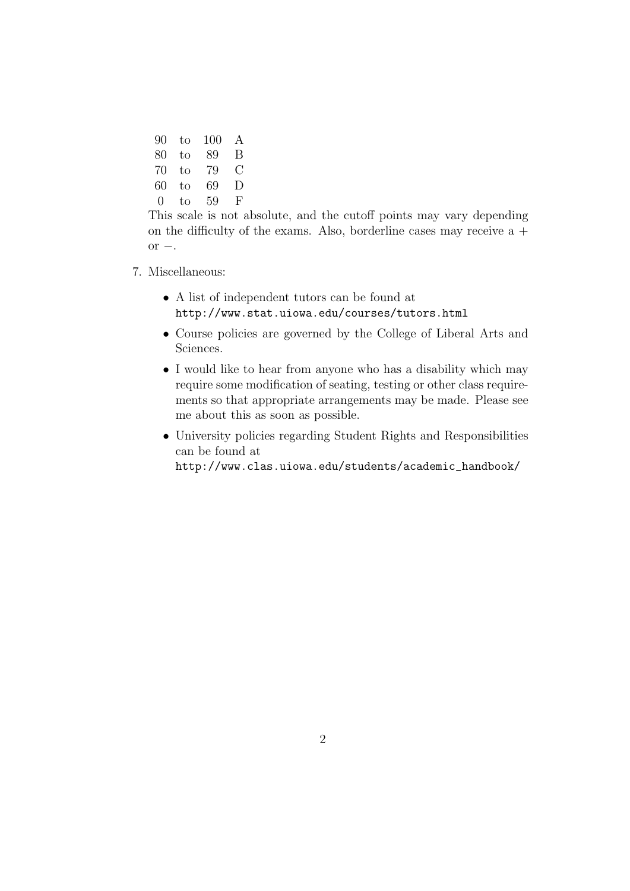| | | | |
|---|---|---|---|
| 90 | to | 100 | A |
| 80 | to | 89 | B |
| 70 | to | 79 | C |
| 60 | to | 69 | D |
| 0 | to | 59 | F |

This scale is not absolute, and the cutoff points may vary depending on the difficulty of the exams. Also, borderline cases may receive a + or −.

7. Miscellaneous:

   - A list of independent tutors can be found at `http://www.stat.uiowa.edu/courses/tutors.html`
   - Course policies are governed by the College of Liberal Arts and Sciences.
   - I would like to hear from anyone who has a disability which may require some modification of seating, testing or other class requirements so that appropriate arrangements may be made. Please see me about this as soon as possible.
   - University policies regarding Student Rights and Responsibilities can be found at `http://www.clas.uiowa.edu/students/academic_handbook/`